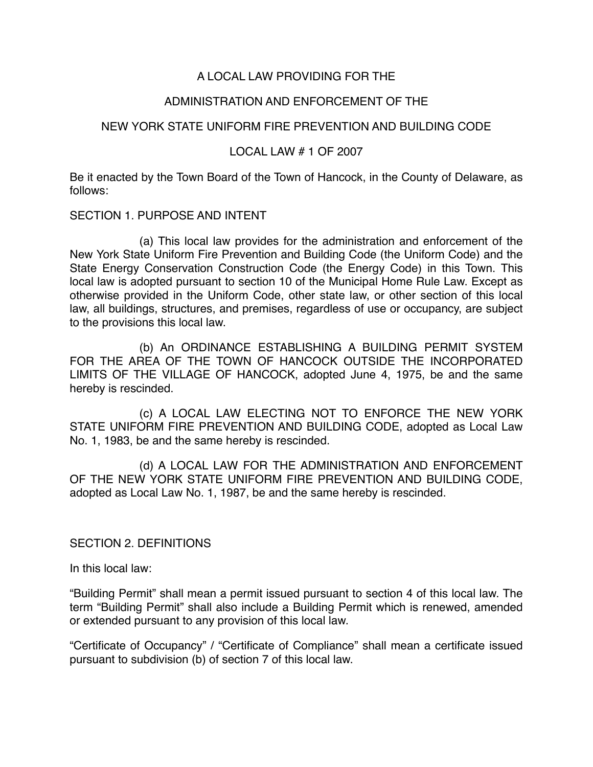# A LOCAL LAW PROVIDING FOR THE

# ADMINISTRATION AND ENFORCEMENT OF THE

# NEW YORK STATE UNIFORM FIRE PREVENTION AND BUILDING CODE

## LOCAL LAW # 1 OF 2007

Be it enacted by the Town Board of the Town of Hancock, in the County of Delaware, as follows:

### SECTION 1. PURPOSE AND INTENT

(a) This local law provides for the administration and enforcement of the New York State Uniform Fire Prevention and Building Code (the Uniform Code) and the State Energy Conservation Construction Code (the Energy Code) in this Town. This local law is adopted pursuant to section 10 of the Municipal Home Rule Law. Except as otherwise provided in the Uniform Code, other state law, or other section of this local law, all buildings, structures, and premises, regardless of use or occupancy, are subject to the provisions this local law.

(b) An ORDINANCE ESTABLISHING A BUILDING PERMIT SYSTEM FOR THE AREA OF THE TOWN OF HANCOCK OUTSIDE THE INCORPORATED LIMITS OF THE VILLAGE OF HANCOCK, adopted June 4, 1975, be and the same hereby is rescinded.

(c) A LOCAL LAW ELECTING NOT TO ENFORCE THE NEW YORK STATE UNIFORM FIRE PREVENTION AND BUILDING CODE, adopted as Local Law No. 1, 1983, be and the same hereby is rescinded.

(d) A LOCAL LAW FOR THE ADMINISTRATION AND ENFORCEMENT OF THE NEW YORK STATE UNIFORM FIRE PREVENTION AND BUILDING CODE, adopted as Local Law No. 1, 1987, be and the same hereby is rescinded.

### SECTION 2. DEFINITIONS

In this local law:

"Building Permit" shall mean a permit issued pursuant to section 4 of this local law. The term "Building Permit" shall also include a Building Permit which is renewed, amended or extended pursuant to any provision of this local law.

"Certificate of Occupancy" / "Certificate of Compliance" shall mean a certificate issued pursuant to subdivision (b) of section 7 of this local law.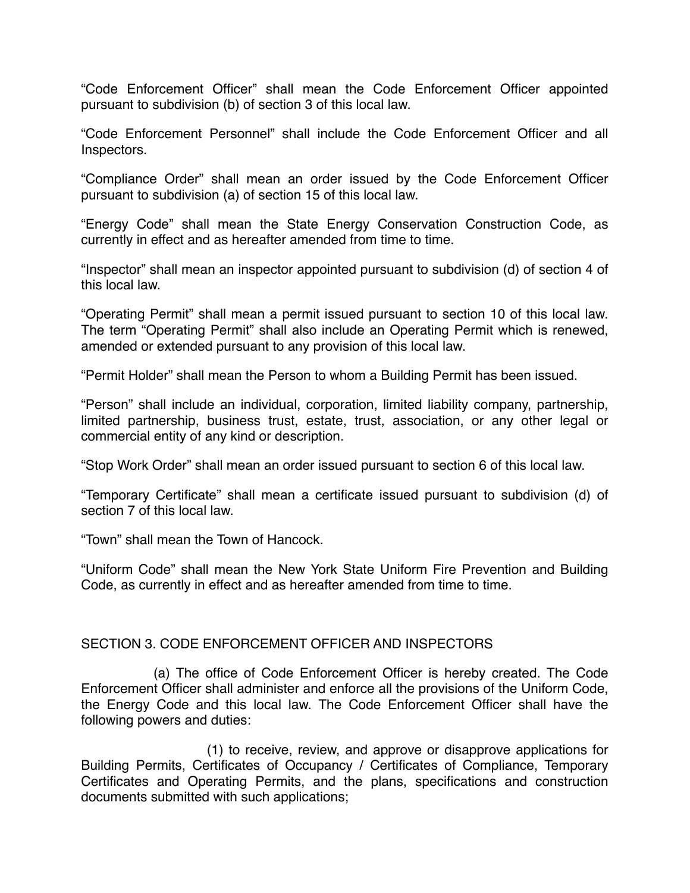“Code Enforcement Officer” shall mean the Code Enforcement Officer appointed pursuant to subdivision (b) of section 3 of this local law.

“Code Enforcement Personnel” shall include the Code Enforcement Officer and all Inspectors.

“Compliance Order” shall mean an order issued by the Code Enforcement Officer pursuant to subdivision (a) of section 15 of this local law.

“Energy Code” shall mean the State Energy Conservation Construction Code, as currently in effect and as hereafter amended from time to time.

“Inspector” shall mean an inspector appointed pursuant to subdivision (d) of section 4 of this local law.

“Operating Permit” shall mean a permit issued pursuant to section 10 of this local law. The term “Operating Permit” shall also include an Operating Permit which is renewed, amended or extended pursuant to any provision of this local law.

“Permit Holder” shall mean the Person to whom a Building Permit has been issued.

“Person” shall include an individual, corporation, limited liability company, partnership, limited partnership, business trust, estate, trust, association, or any other legal or commercial entity of any kind or description.

“Stop Work Order” shall mean an order issued pursuant to section 6 of this local law.

“Temporary Certificate” shall mean a certificate issued pursuant to subdivision (d) of section 7 of this local law.

“Town” shall mean the Town of Hancock.

“Uniform Code” shall mean the New York State Uniform Fire Prevention and Building Code, as currently in effect and as hereafter amended from time to time.

## SECTION 3. CODE ENFORCEMENT OFFICER AND INSPECTORS

(a) The office of Code Enforcement Officer is hereby created. The Code Enforcement Officer shall administer and enforce all the provisions of the Uniform Code, the Energy Code and this local law. The Code Enforcement Officer shall have the following powers and duties:

(1) to receive, review, and approve or disapprove applications for Building Permits, Certificates of Occupancy / Certificates of Compliance, Temporary Certificates and Operating Permits, and the plans, specifications and construction documents submitted with such applications;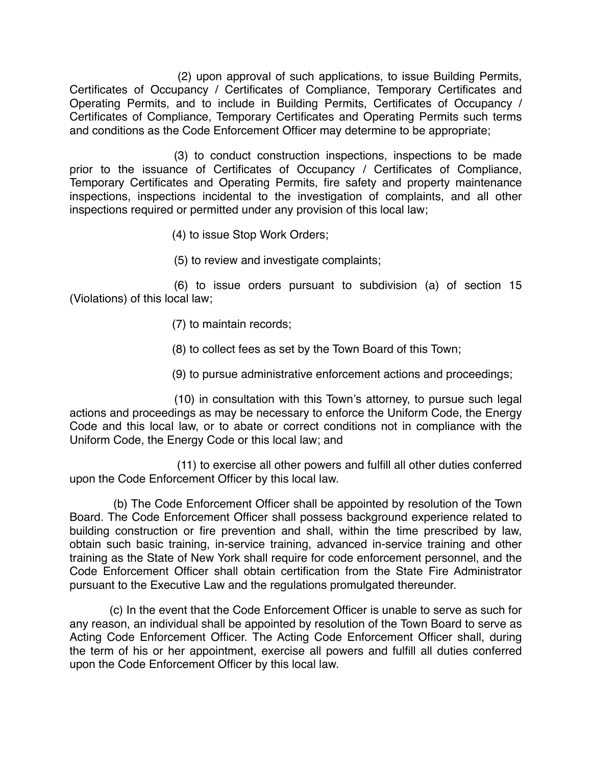(2) upon approval of such applications, to issue Building Permits, Certificates of Occupancy / Certificates of Compliance, Temporary Certificates and Operating Permits, and to include in Building Permits, Certificates of Occupancy / Certificates of Compliance, Temporary Certificates and Operating Permits such terms and conditions as the Code Enforcement Officer may determine to be appropriate;

(3) to conduct construction inspections, inspections to be made prior to the issuance of Certificates of Occupancy / Certificates of Compliance, Temporary Certificates and Operating Permits, fire safety and property maintenance inspections, inspections incidental to the investigation of complaints, and all other inspections required or permitted under any provision of this local law;

(4) to issue Stop Work Orders;

(5) to review and investigate complaints;

(6) to issue orders pursuant to subdivision (a) of section 15 (Violations) of this local law;

(7) to maintain records;

(8) to collect fees as set by the Town Board of this Town;

(9) to pursue administrative enforcement actions and proceedings;

(10) in consultation with this Town's attorney, to pursue such legal actions and proceedings as may be necessary to enforce the Uniform Code, the Energy Code and this local law, or to abate or correct conditions not in compliance with the Uniform Code, the Energy Code or this local law; and

(11) to exercise all other powers and fulfill all other duties conferred upon the Code Enforcement Officer by this local law.

(b) The Code Enforcement Officer shall be appointed by resolution of the Town Board. The Code Enforcement Officer shall possess background experience related to building construction or fire prevention and shall, within the time prescribed by law, obtain such basic training, in-service training, advanced in-service training and other training as the State of New York shall require for code enforcement personnel, and the Code Enforcement Officer shall obtain certification from the State Fire Administrator pursuant to the Executive Law and the regulations promulgated thereunder.

(c) In the event that the Code Enforcement Officer is unable to serve as such for any reason, an individual shall be appointed by resolution of the Town Board to serve as Acting Code Enforcement Officer. The Acting Code Enforcement Officer shall, during the term of his or her appointment, exercise all powers and fulfill all duties conferred upon the Code Enforcement Officer by this local law.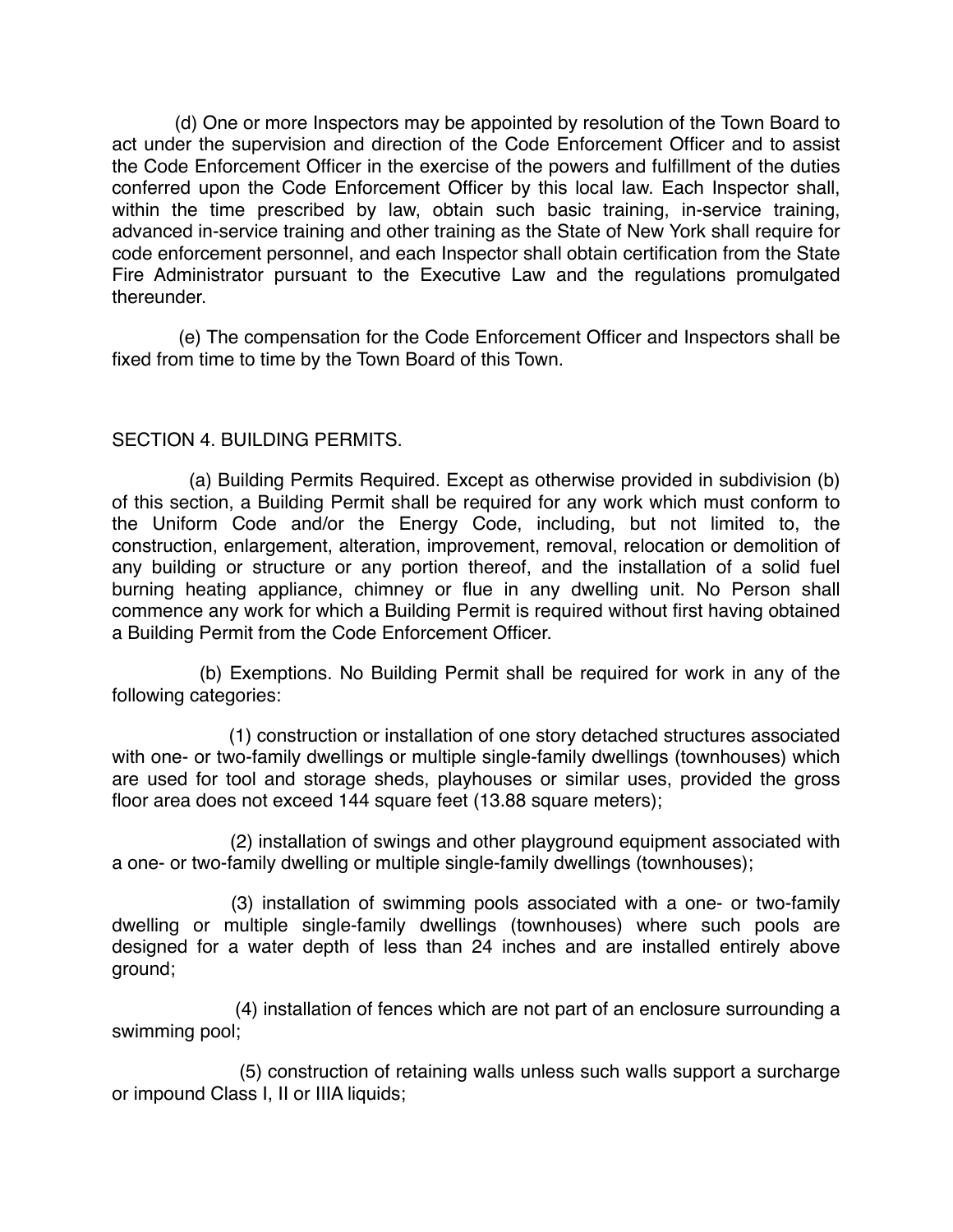(d) One or more Inspectors may be appointed by resolution of the Town Board to act under the supervision and direction of the Code Enforcement Officer and to assist the Code Enforcement Officer in the exercise of the powers and fulfillment of the duties conferred upon the Code Enforcement Officer by this local law. Each Inspector shall, within the time prescribed by law, obtain such basic training, in-service training, advanced in-service training and other training as the State of New York shall require for code enforcement personnel, and each Inspector shall obtain certification from the State Fire Administrator pursuant to the Executive Law and the regulations promulgated thereunder.

(e) The compensation for the Code Enforcement Officer and Inspectors shall be fixed from time to time by the Town Board of this Town.

## SECTION 4. BUILDING PERMITS.

(a) Building Permits Required. Except as otherwise provided in subdivision (b) of this section, a Building Permit shall be required for any work which must conform to the Uniform Code and/or the Energy Code, including, but not limited to, the construction, enlargement, alteration, improvement, removal, relocation or demolition of any building or structure or any portion thereof, and the installation of a solid fuel burning heating appliance, chimney or flue in any dwelling unit. No Person shall commence any work for which a Building Permit is required without first having obtained a Building Permit from the Code Enforcement Officer.

(b) Exemptions. No Building Permit shall be required for work in any of the following categories:

(1) construction or installation of one story detached structures associated with one- or two-family dwellings or multiple single-family dwellings (townhouses) which are used for tool and storage sheds, playhouses or similar uses, provided the gross floor area does not exceed 144 square feet (13.88 square meters);

(2) installation of swings and other playground equipment associated with a one- or two-family dwelling or multiple single-family dwellings (townhouses);

(3) installation of swimming pools associated with a one- or two-family dwelling or multiple single-family dwellings (townhouses) where such pools are designed for a water depth of less than 24 inches and are installed entirely above ground;

(4) installation of fences which are not part of an enclosure surrounding a swimming pool;

(5) construction of retaining walls unless such walls support a surcharge or impound Class I, II or IIIA liquids;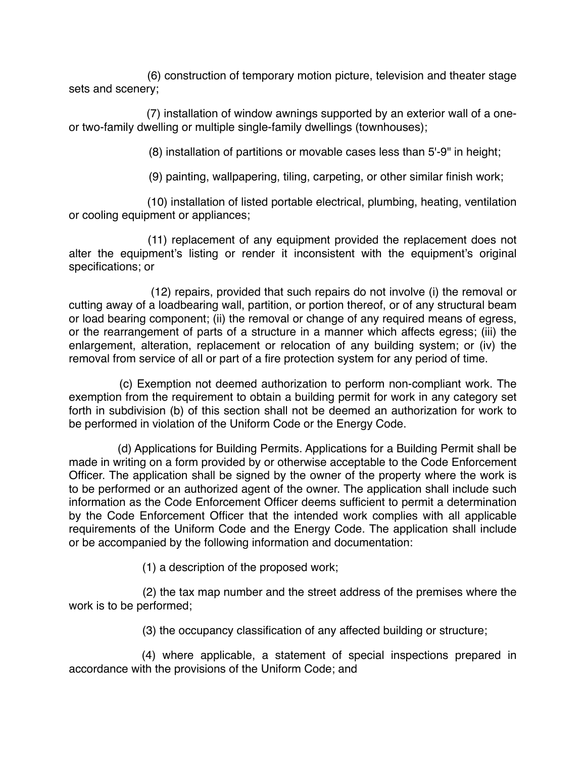(6) construction of temporary motion picture, television and theater stage sets and scenery;

(7) installation of window awnings supported by an exterior wall of a one- or two-family dwelling or multiple single-family dwellings (townhouses);

(8) installation of partitions or movable cases less than 5'-9" in height;

(9) painting, wallpapering, tiling, carpeting, or other similar finish work;

(10) installation of listed portable electrical, plumbing, heating, ventilation or cooling equipment or appliances;

(11) replacement of any equipment provided the replacement does not alter the equipment's listing or render it inconsistent with the equipment's original specifications; or

(12) repairs, provided that such repairs do not involve (i) the removal or cutting away of a loadbearing wall, partition, or portion thereof, or of any structural beam or load bearing component; (ii) the removal or change of any required means of egress, or the rearrangement of parts of a structure in a manner which affects egress; (iii) the enlargement, alteration, replacement or relocation of any building system; or (iv) the removal from service of all or part of a fire protection system for any period of time.

(c) Exemption not deemed authorization to perform non-compliant work. The exemption from the requirement to obtain a building permit for work in any category set forth in subdivision (b) of this section shall not be deemed an authorization for work to be performed in violation of the Uniform Code or the Energy Code.

(d) Applications for Building Permits. Applications for a Building Permit shall be made in writing on a form provided by or otherwise acceptable to the Code Enforcement Officer. The application shall be signed by the owner of the property where the work is to be performed or an authorized agent of the owner. The application shall include such information as the Code Enforcement Officer deems sufficient to permit a determination by the Code Enforcement Officer that the intended work complies with all applicable requirements of the Uniform Code and the Energy Code. The application shall include or be accompanied by the following information and documentation:

(1) a description of the proposed work;

(2) the tax map number and the street address of the premises where the work is to be performed;

(3) the occupancy classification of any affected building or structure;

(4) where applicable, a statement of special inspections prepared in accordance with the provisions of the Uniform Code; and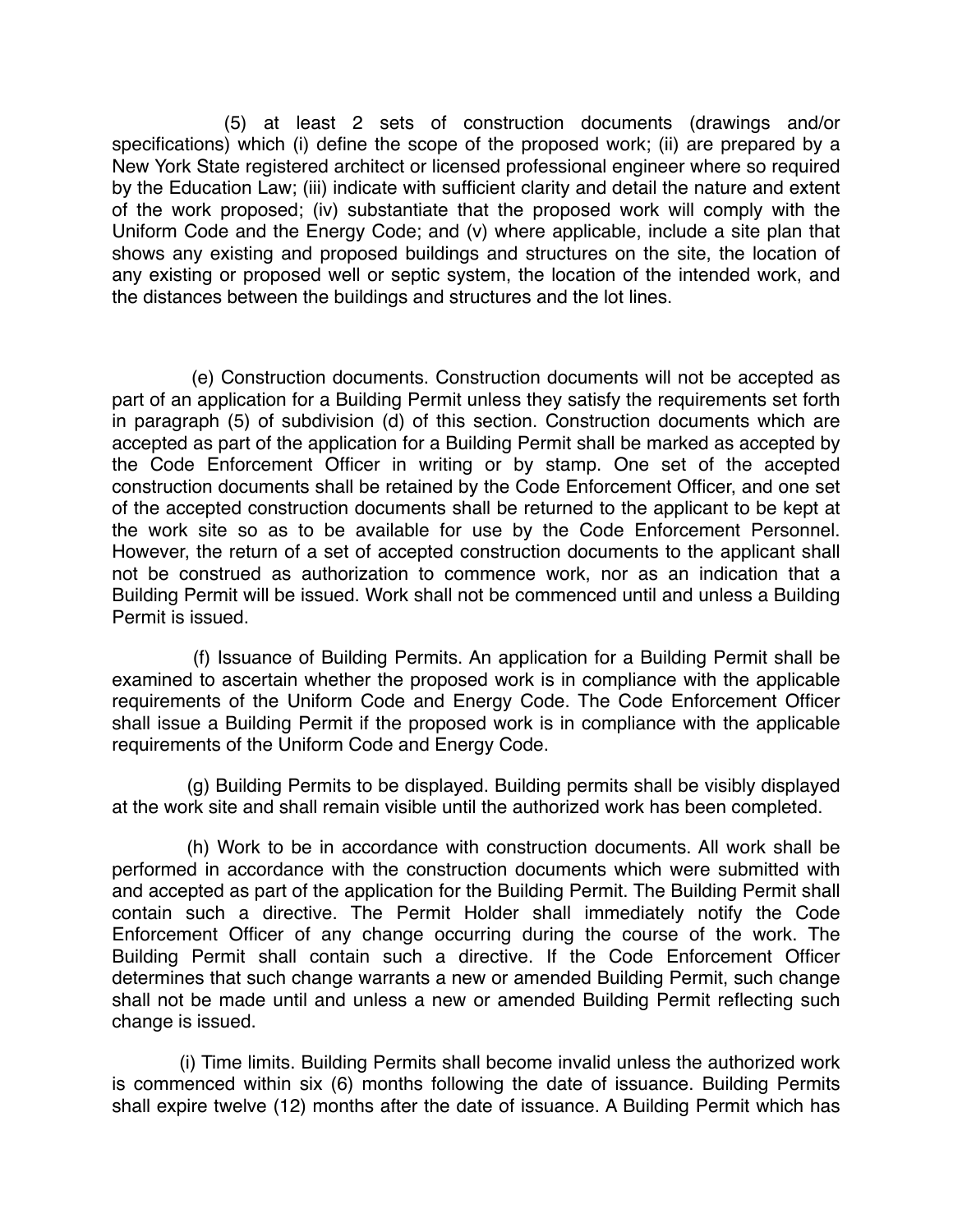(5) at least 2 sets of construction documents (drawings and/or specifications) which (i) define the scope of the proposed work; (ii) are prepared by a New York State registered architect or licensed professional engineer where so required by the Education Law; (iii) indicate with sufficient clarity and detail the nature and extent of the work proposed; (iv) substantiate that the proposed work will comply with the Uniform Code and the Energy Code; and (v) where applicable, include a site plan that shows any existing and proposed buildings and structures on the site, the location of any existing or proposed well or septic system, the location of the intended work, and the distances between the buildings and structures and the lot lines.

(e) Construction documents. Construction documents will not be accepted as part of an application for a Building Permit unless they satisfy the requirements set forth in paragraph (5) of subdivision (d) of this section. Construction documents which are accepted as part of the application for a Building Permit shall be marked as accepted by the Code Enforcement Officer in writing or by stamp. One set of the accepted construction documents shall be retained by the Code Enforcement Officer, and one set of the accepted construction documents shall be returned to the applicant to be kept at the work site so as to be available for use by the Code Enforcement Personnel. However, the return of a set of accepted construction documents to the applicant shall not be construed as authorization to commence work, nor as an indication that a Building Permit will be issued. Work shall not be commenced until and unless a Building Permit is issued.

(f) Issuance of Building Permits. An application for a Building Permit shall be examined to ascertain whether the proposed work is in compliance with the applicable requirements of the Uniform Code and Energy Code. The Code Enforcement Officer shall issue a Building Permit if the proposed work is in compliance with the applicable requirements of the Uniform Code and Energy Code.

(g) Building Permits to be displayed. Building permits shall be visibly displayed at the work site and shall remain visible until the authorized work has been completed.

(h) Work to be in accordance with construction documents. All work shall be performed in accordance with the construction documents which were submitted with and accepted as part of the application for the Building Permit. The Building Permit shall contain such a directive. The Permit Holder shall immediately notify the Code Enforcement Officer of any change occurring during the course of the work. The Building Permit shall contain such a directive. If the Code Enforcement Officer determines that such change warrants a new or amended Building Permit, such change shall not be made until and unless a new or amended Building Permit reflecting such change is issued.

(i) Time limits. Building Permits shall become invalid unless the authorized work is commenced within six (6) months following the date of issuance. Building Permits shall expire twelve (12) months after the date of issuance. A Building Permit which has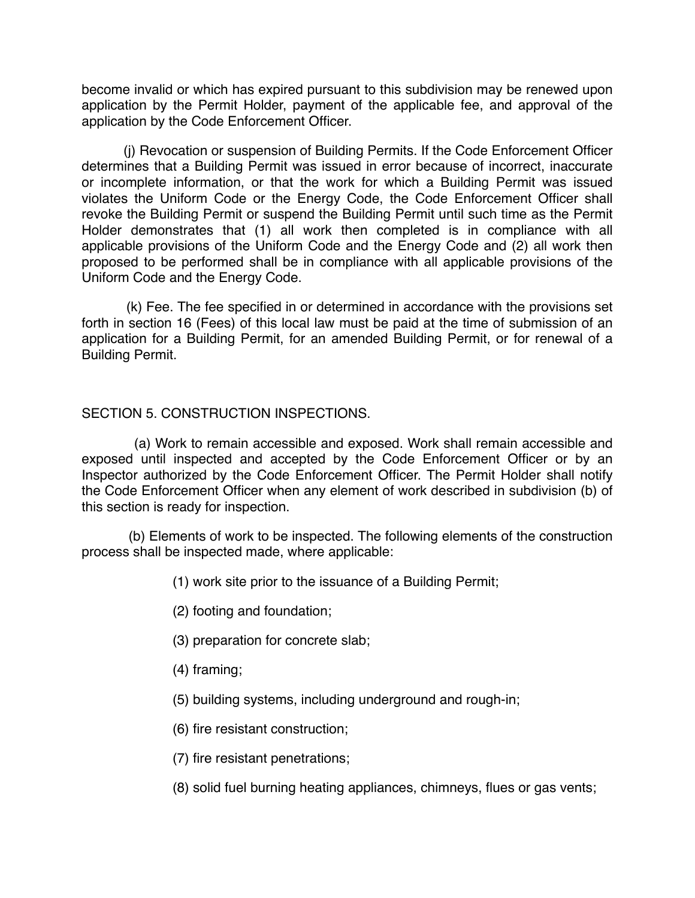become invalid or which has expired pursuant to this subdivision may be renewed upon application by the Permit Holder, payment of the applicable fee, and approval of the application by the Code Enforcement Officer.

(j) Revocation or suspension of Building Permits. If the Code Enforcement Officer determines that a Building Permit was issued in error because of incorrect, inaccurate or incomplete information, or that the work for which a Building Permit was issued violates the Uniform Code or the Energy Code, the Code Enforcement Officer shall revoke the Building Permit or suspend the Building Permit until such time as the Permit Holder demonstrates that (1) all work then completed is in compliance with all applicable provisions of the Uniform Code and the Energy Code and (2) all work then proposed to be performed shall be in compliance with all applicable provisions of the Uniform Code and the Energy Code.

(k) Fee. The fee specified in or determined in accordance with the provisions set forth in section 16 (Fees) of this local law must be paid at the time of submission of an application for a Building Permit, for an amended Building Permit, or for renewal of a Building Permit.

## SECTION 5. CONSTRUCTION INSPECTIONS.

(a) Work to remain accessible and exposed. Work shall remain accessible and exposed until inspected and accepted by the Code Enforcement Officer or by an Inspector authorized by the Code Enforcement Officer. The Permit Holder shall notify the Code Enforcement Officer when any element of work described in subdivision (b) of this section is ready for inspection.

(b) Elements of work to be inspected. The following elements of the construction process shall be inspected made, where applicable:

(1) work site prior to the issuance of a Building Permit;

(2) footing and foundation;

(3) preparation for concrete slab;

(4) framing;

(5) building systems, including underground and rough-in;

(6) fire resistant construction;

(7) fire resistant penetrations;

(8) solid fuel burning heating appliances, chimneys, flues or gas vents;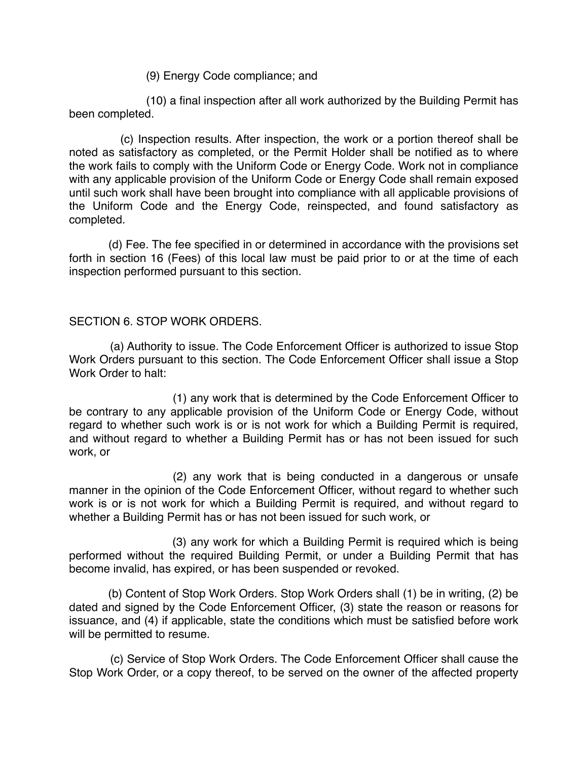(9) Energy Code compliance; and

(10) a final inspection after all work authorized by the Building Permit has been completed.

(c) Inspection results. After inspection, the work or a portion thereof shall be noted as satisfactory as completed, or the Permit Holder shall be notified as to where the work fails to comply with the Uniform Code or Energy Code. Work not in compliance with any applicable provision of the Uniform Code or Energy Code shall remain exposed until such work shall have been brought into compliance with all applicable provisions of the Uniform Code and the Energy Code, reinspected, and found satisfactory as completed.

(d) Fee. The fee specified in or determined in accordance with the provisions set forth in section 16 (Fees) of this local law must be paid prior to or at the time of each inspection performed pursuant to this section.

## SECTION 6. STOP WORK ORDERS.

(a) Authority to issue. The Code Enforcement Officer is authorized to issue Stop Work Orders pursuant to this section. The Code Enforcement Officer shall issue a Stop Work Order to halt:

(1) any work that is determined by the Code Enforcement Officer to be contrary to any applicable provision of the Uniform Code or Energy Code, without regard to whether such work is or is not work for which a Building Permit is required, and without regard to whether a Building Permit has or has not been issued for such work, or

(2) any work that is being conducted in a dangerous or unsafe manner in the opinion of the Code Enforcement Officer, without regard to whether such work is or is not work for which a Building Permit is required, and without regard to whether a Building Permit has or has not been issued for such work, or

(3) any work for which a Building Permit is required which is being performed without the required Building Permit, or under a Building Permit that has become invalid, has expired, or has been suspended or revoked.

(b) Content of Stop Work Orders. Stop Work Orders shall (1) be in writing, (2) be dated and signed by the Code Enforcement Officer, (3) state the reason or reasons for issuance, and (4) if applicable, state the conditions which must be satisfied before work will be permitted to resume.

(c) Service of Stop Work Orders. The Code Enforcement Officer shall cause the Stop Work Order, or a copy thereof, to be served on the owner of the affected property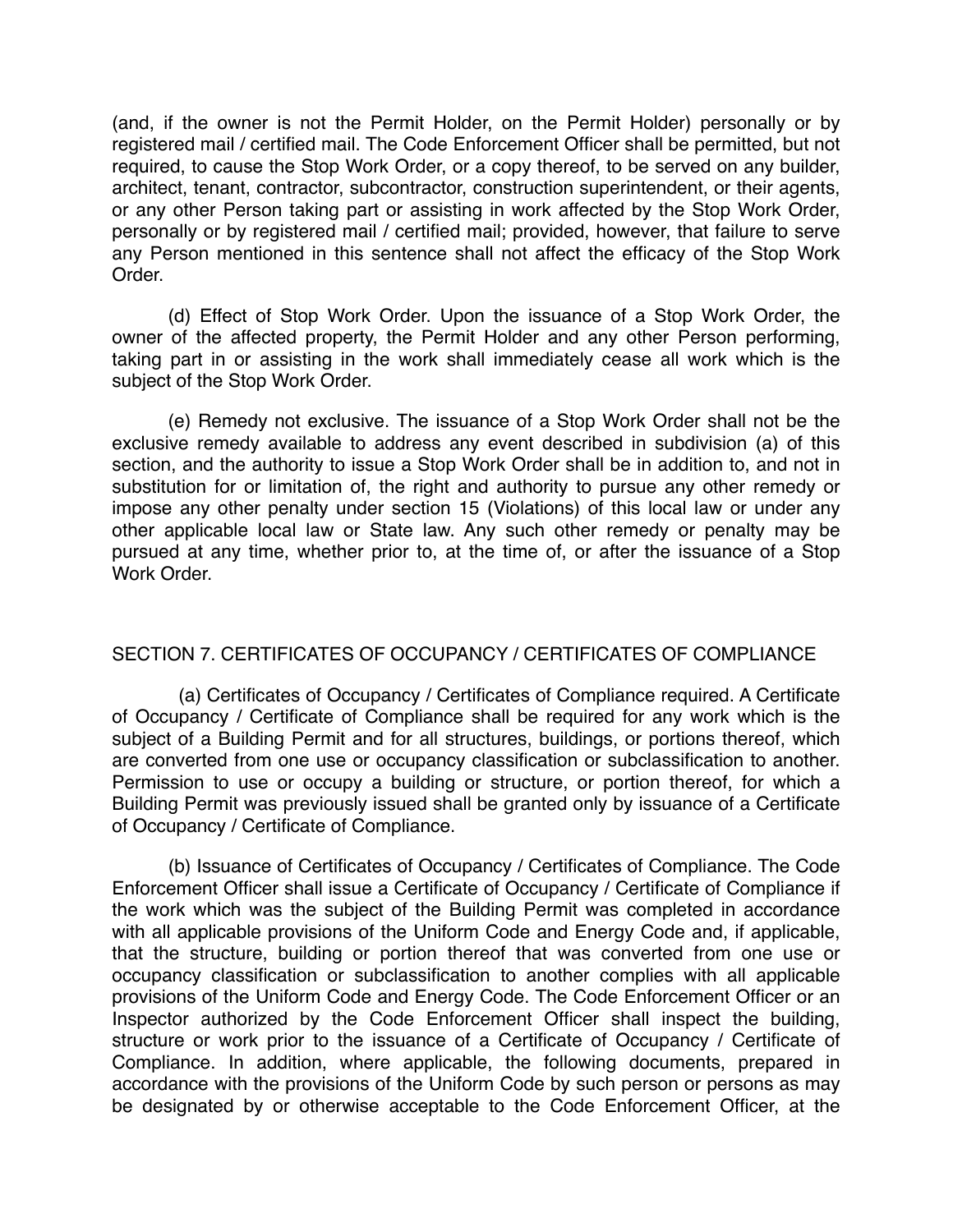(and, if the owner is not the Permit Holder, on the Permit Holder) personally or by registered mail / certified mail. The Code Enforcement Officer shall be permitted, but not required, to cause the Stop Work Order, or a copy thereof, to be served on any builder, architect, tenant, contractor, subcontractor, construction superintendent, or their agents, or any other Person taking part or assisting in work affected by the Stop Work Order, personally or by registered mail / certified mail; provided, however, that failure to serve any Person mentioned in this sentence shall not affect the efficacy of the Stop Work Order.

(d) Effect of Stop Work Order. Upon the issuance of a Stop Work Order, the owner of the affected property, the Permit Holder and any other Person performing, taking part in or assisting in the work shall immediately cease all work which is the subject of the Stop Work Order.

(e) Remedy not exclusive. The issuance of a Stop Work Order shall not be the exclusive remedy available to address any event described in subdivision (a) of this section, and the authority to issue a Stop Work Order shall be in addition to, and not in substitution for or limitation of, the right and authority to pursue any other remedy or impose any other penalty under section 15 (Violations) of this local law or under any other applicable local law or State law. Any such other remedy or penalty may be pursued at any time, whether prior to, at the time of, or after the issuance of a Stop Work Order.

## SECTION 7. CERTIFICATES OF OCCUPANCY / CERTIFICATES OF COMPLIANCE

(a) Certificates of Occupancy / Certificates of Compliance required. A Certificate of Occupancy / Certificate of Compliance shall be required for any work which is the subject of a Building Permit and for all structures, buildings, or portions thereof, which are converted from one use or occupancy classification or subclassification to another. Permission to use or occupy a building or structure, or portion thereof, for which a Building Permit was previously issued shall be granted only by issuance of a Certificate of Occupancy / Certificate of Compliance.

(b) Issuance of Certificates of Occupancy / Certificates of Compliance. The Code Enforcement Officer shall issue a Certificate of Occupancy / Certificate of Compliance if the work which was the subject of the Building Permit was completed in accordance with all applicable provisions of the Uniform Code and Energy Code and, if applicable, that the structure, building or portion thereof that was converted from one use or occupancy classification or subclassification to another complies with all applicable provisions of the Uniform Code and Energy Code. The Code Enforcement Officer or an Inspector authorized by the Code Enforcement Officer shall inspect the building, structure or work prior to the issuance of a Certificate of Occupancy / Certificate of Compliance. In addition, where applicable, the following documents, prepared in accordance with the provisions of the Uniform Code by such person or persons as may be designated by or otherwise acceptable to the Code Enforcement Officer, at the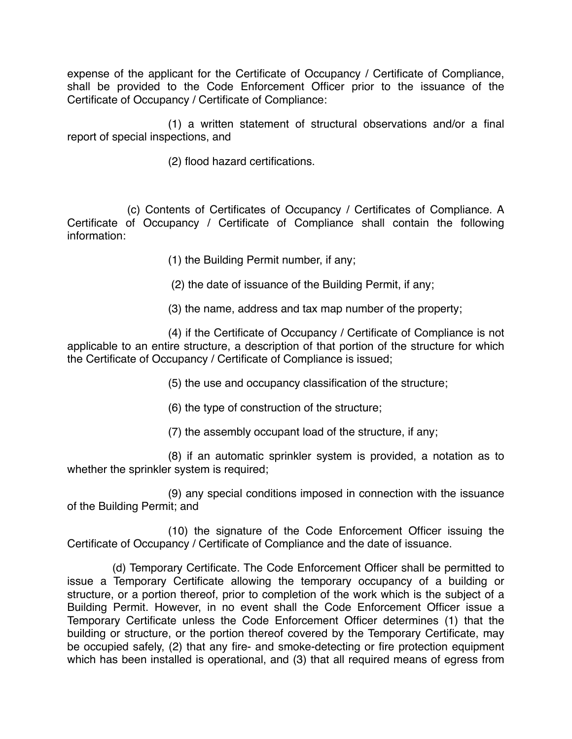expense of the applicant for the Certificate of Occupancy / Certificate of Compliance, shall be provided to the Code Enforcement Officer prior to the issuance of the Certificate of Occupancy / Certificate of Compliance:

(1) a written statement of structural observations and/or a final report of special inspections, and

(2) flood hazard certifications.

(c) Contents of Certificates of Occupancy / Certificates of Compliance. A Certificate of Occupancy / Certificate of Compliance shall contain the following information:

(1) the Building Permit number, if any;

(2) the date of issuance of the Building Permit, if any;

(3) the name, address and tax map number of the property;

(4) if the Certificate of Occupancy / Certificate of Compliance is not applicable to an entire structure, a description of that portion of the structure for which the Certificate of Occupancy / Certificate of Compliance is issued;

(5) the use and occupancy classification of the structure;

(6) the type of construction of the structure;

(7) the assembly occupant load of the structure, if any;

(8) if an automatic sprinkler system is provided, a notation as to whether the sprinkler system is required;

(9) any special conditions imposed in connection with the issuance of the Building Permit; and

(10) the signature of the Code Enforcement Officer issuing the Certificate of Occupancy / Certificate of Compliance and the date of issuance.

(d) Temporary Certificate. The Code Enforcement Officer shall be permitted to issue a Temporary Certificate allowing the temporary occupancy of a building or structure, or a portion thereof, prior to completion of the work which is the subject of a Building Permit. However, in no event shall the Code Enforcement Officer issue a Temporary Certificate unless the Code Enforcement Officer determines (1) that the building or structure, or the portion thereof covered by the Temporary Certificate, may be occupied safely, (2) that any fire- and smoke-detecting or fire protection equipment which has been installed is operational, and (3) that all required means of egress from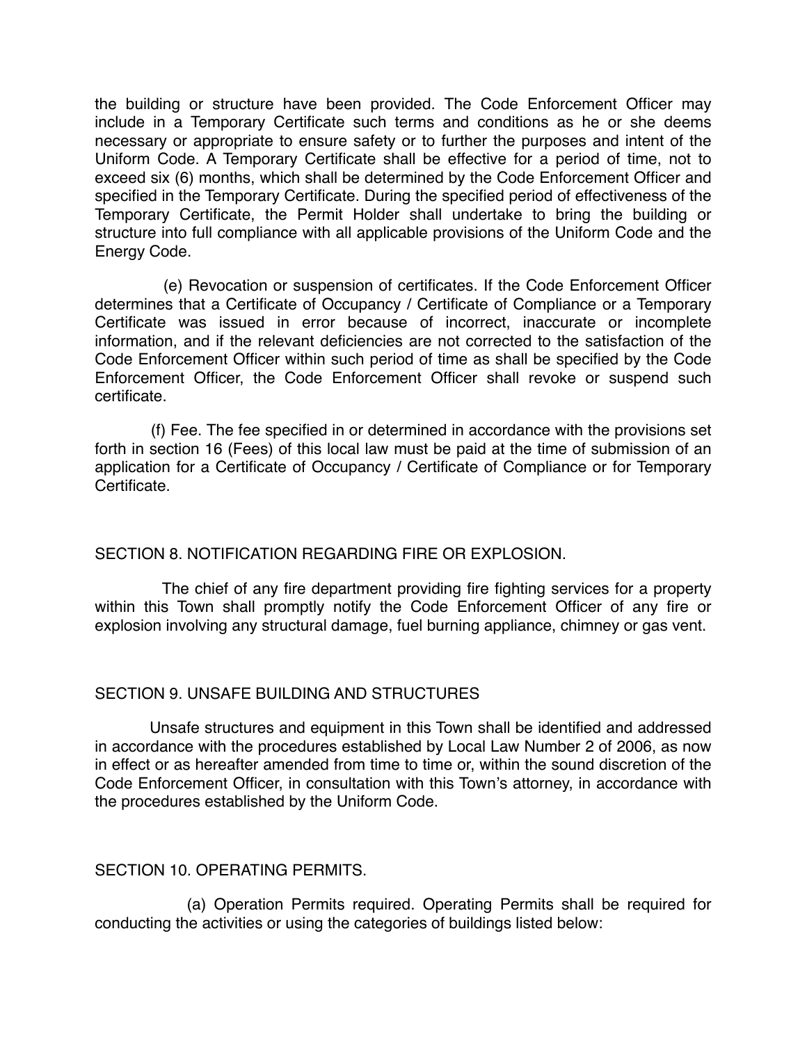the building or structure have been provided. The Code Enforcement Officer may include in a Temporary Certificate such terms and conditions as he or she deems necessary or appropriate to ensure safety or to further the purposes and intent of the Uniform Code. A Temporary Certificate shall be effective for a period of time, not to exceed six (6) months, which shall be determined by the Code Enforcement Officer and specified in the Temporary Certificate. During the specified period of effectiveness of the Temporary Certificate, the Permit Holder shall undertake to bring the building or structure into full compliance with all applicable provisions of the Uniform Code and the Energy Code.

(e) Revocation or suspension of certificates. If the Code Enforcement Officer determines that a Certificate of Occupancy / Certificate of Compliance or a Temporary Certificate was issued in error because of incorrect, inaccurate or incomplete information, and if the relevant deficiencies are not corrected to the satisfaction of the Code Enforcement Officer within such period of time as shall be specified by the Code Enforcement Officer, the Code Enforcement Officer shall revoke or suspend such certificate.

(f) Fee. The fee specified in or determined in accordance with the provisions set forth in section 16 (Fees) of this local law must be paid at the time of submission of an application for a Certificate of Occupancy / Certificate of Compliance or for Temporary Certificate.

## SECTION 8. NOTIFICATION REGARDING FIRE OR EXPLOSION.

The chief of any fire department providing fire fighting services for a property within this Town shall promptly notify the Code Enforcement Officer of any fire or explosion involving any structural damage, fuel burning appliance, chimney or gas vent.

## SECTION 9. UNSAFE BUILDING AND STRUCTURES

Unsafe structures and equipment in this Town shall be identified and addressed in accordance with the procedures established by Local Law Number 2 of 2006, as now in effect or as hereafter amended from time to time or, within the sound discretion of the Code Enforcement Officer, in consultation with this Town's attorney, in accordance with the procedures established by the Uniform Code.

## SECTION 10. OPERATING PERMITS.

(a) Operation Permits required. Operating Permits shall be required for conducting the activities or using the categories of buildings listed below: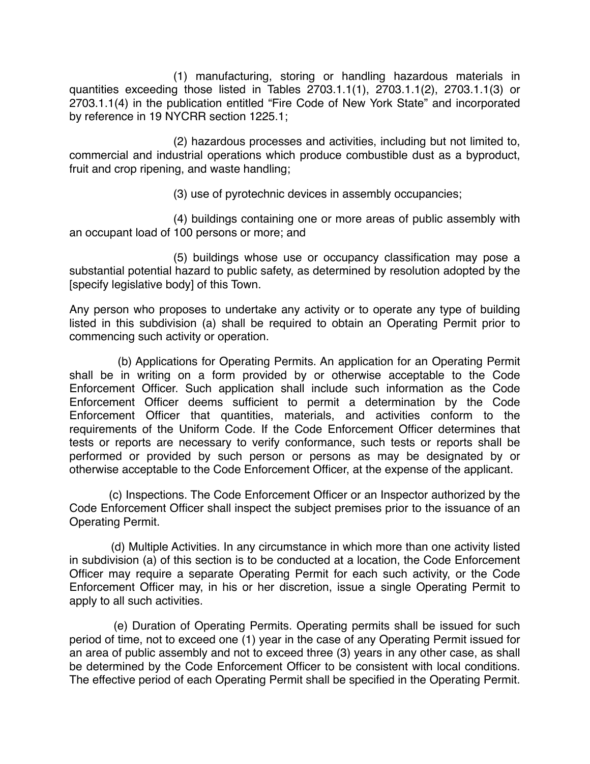(1) manufacturing, storing or handling hazardous materials in quantities exceeding those listed in Tables 2703.1.1(1), 2703.1.1(2), 2703.1.1(3) or 2703.1.1(4) in the publication entitled "Fire Code of New York State" and incorporated by reference in 19 NYCRR section 1225.1;

(2) hazardous processes and activities, including but not limited to, commercial and industrial operations which produce combustible dust as a byproduct, fruit and crop ripening, and waste handling;

(3) use of pyrotechnic devices in assembly occupancies;

(4) buildings containing one or more areas of public assembly with an occupant load of 100 persons or more; and

(5) buildings whose use or occupancy classification may pose a substantial potential hazard to public safety, as determined by resolution adopted by the [specify legislative body] of this Town.

Any person who proposes to undertake any activity or to operate any type of building listed in this subdivision (a) shall be required to obtain an Operating Permit prior to commencing such activity or operation.

(b) Applications for Operating Permits. An application for an Operating Permit shall be in writing on a form provided by or otherwise acceptable to the Code Enforcement Officer. Such application shall include such information as the Code Enforcement Officer deems sufficient to permit a determination by the Code Enforcement Officer that quantities, materials, and activities conform to the requirements of the Uniform Code. If the Code Enforcement Officer determines that tests or reports are necessary to verify conformance, such tests or reports shall be performed or provided by such person or persons as may be designated by or otherwise acceptable to the Code Enforcement Officer, at the expense of the applicant.

(c) Inspections. The Code Enforcement Officer or an Inspector authorized by the Code Enforcement Officer shall inspect the subject premises prior to the issuance of an Operating Permit.

(d) Multiple Activities. In any circumstance in which more than one activity listed in subdivision (a) of this section is to be conducted at a location, the Code Enforcement Officer may require a separate Operating Permit for each such activity, or the Code Enforcement Officer may, in his or her discretion, issue a single Operating Permit to apply to all such activities.

(e) Duration of Operating Permits. Operating permits shall be issued for such period of time, not to exceed one (1) year in the case of any Operating Permit issued for an area of public assembly and not to exceed three (3) years in any other case, as shall be determined by the Code Enforcement Officer to be consistent with local conditions. The effective period of each Operating Permit shall be specified in the Operating Permit.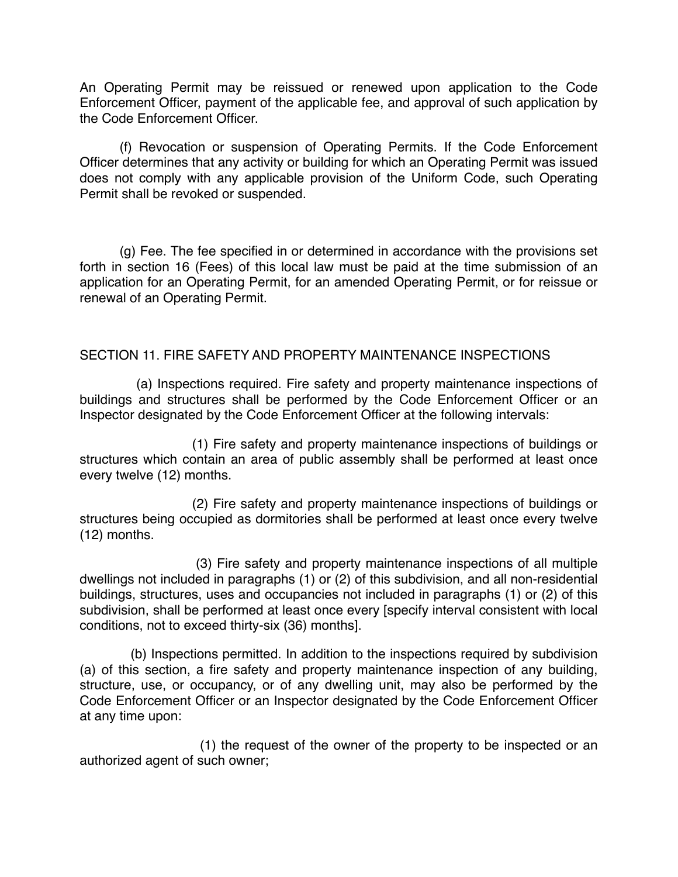An Operating Permit may be reissued or renewed upon application to the Code Enforcement Officer, payment of the applicable fee, and approval of such application by the Code Enforcement Officer.

(f) Revocation or suspension of Operating Permits. If the Code Enforcement Officer determines that any activity or building for which an Operating Permit was issued does not comply with any applicable provision of the Uniform Code, such Operating Permit shall be revoked or suspended.

(g) Fee. The fee specified in or determined in accordance with the provisions set forth in section 16 (Fees) of this local law must be paid at the time submission of an application for an Operating Permit, for an amended Operating Permit, or for reissue or renewal of an Operating Permit.

## SECTION 11. FIRE SAFETY AND PROPERTY MAINTENANCE INSPECTIONS

(a) Inspections required. Fire safety and property maintenance inspections of buildings and structures shall be performed by the Code Enforcement Officer or an Inspector designated by the Code Enforcement Officer at the following intervals:

(1) Fire safety and property maintenance inspections of buildings or structures which contain an area of public assembly shall be performed at least once every twelve (12) months.

(2) Fire safety and property maintenance inspections of buildings or structures being occupied as dormitories shall be performed at least once every twelve (12) months.

(3) Fire safety and property maintenance inspections of all multiple dwellings not included in paragraphs (1) or (2) of this subdivision, and all non-residential buildings, structures, uses and occupancies not included in paragraphs (1) or (2) of this subdivision, shall be performed at least once every [specify interval consistent with local conditions, not to exceed thirty-six (36) months].

(b) Inspections permitted. In addition to the inspections required by subdivision (a) of this section, a fire safety and property maintenance inspection of any building, structure, use, or occupancy, or of any dwelling unit, may also be performed by the Code Enforcement Officer or an Inspector designated by the Code Enforcement Officer at any time upon:

(1) the request of the owner of the property to be inspected or an authorized agent of such owner;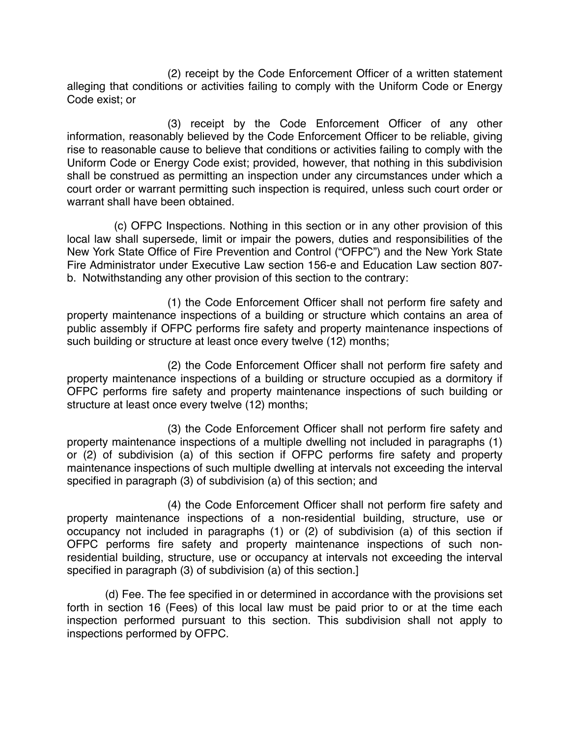(2) receipt by the Code Enforcement Officer of a written statement alleging that conditions or activities failing to comply with the Uniform Code or Energy Code exist; or

(3) receipt by the Code Enforcement Officer of any other information, reasonably believed by the Code Enforcement Officer to be reliable, giving rise to reasonable cause to believe that conditions or activities failing to comply with the Uniform Code or Energy Code exist; provided, however, that nothing in this subdivision shall be construed as permitting an inspection under any circumstances under which a court order or warrant permitting such inspection is required, unless such court order or warrant shall have been obtained.

(c) OFPC Inspections. Nothing in this section or in any other provision of this local law shall supersede, limit or impair the powers, duties and responsibilities of the New York State Office of Fire Prevention and Control ("OFPC") and the New York State Fire Administrator under Executive Law section 156-e and Education Law section 807-b. Notwithstanding any other provision of this section to the contrary:

(1) the Code Enforcement Officer shall not perform fire safety and property maintenance inspections of a building or structure which contains an area of public assembly if OFPC performs fire safety and property maintenance inspections of such building or structure at least once every twelve (12) months;

(2) the Code Enforcement Officer shall not perform fire safety and property maintenance inspections of a building or structure occupied as a dormitory if OFPC performs fire safety and property maintenance inspections of such building or structure at least once every twelve (12) months;

(3) the Code Enforcement Officer shall not perform fire safety and property maintenance inspections of a multiple dwelling not included in paragraphs (1) or (2) of subdivision (a) of this section if OFPC performs fire safety and property maintenance inspections of such multiple dwelling at intervals not exceeding the interval specified in paragraph (3) of subdivision (a) of this section; and

(4) the Code Enforcement Officer shall not perform fire safety and property maintenance inspections of a non-residential building, structure, use or occupancy not included in paragraphs (1) or (2) of subdivision (a) of this section if OFPC performs fire safety and property maintenance inspections of such non-residential building, structure, use or occupancy at intervals not exceeding the interval specified in paragraph (3) of subdivision (a) of this section.]

(d) Fee. The fee specified in or determined in accordance with the provisions set forth in section 16 (Fees) of this local law must be paid prior to or at the time each inspection performed pursuant to this section. This subdivision shall not apply to inspections performed by OFPC.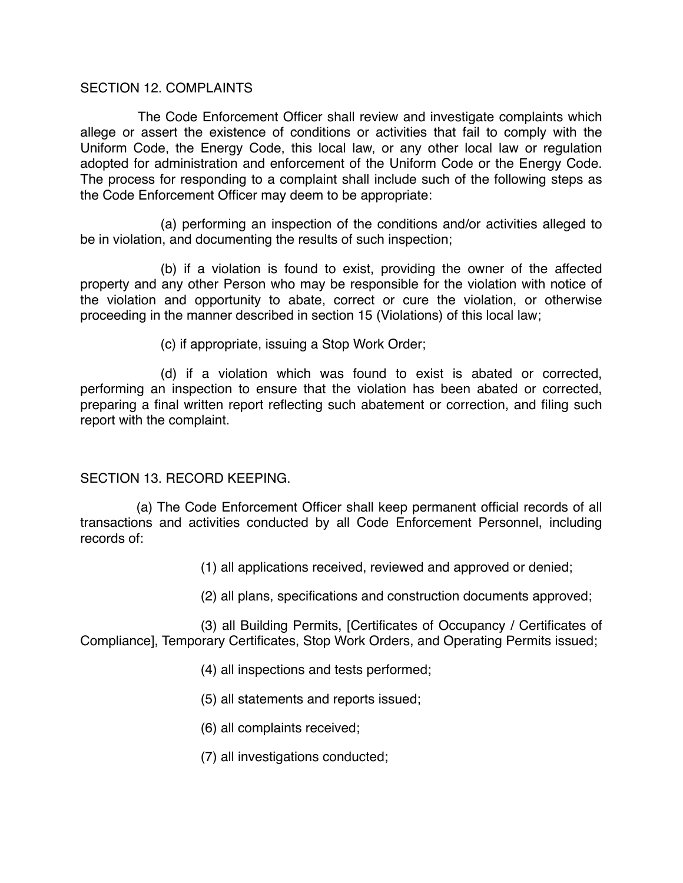## SECTION 12. COMPLAINTS

The Code Enforcement Officer shall review and investigate complaints which allege or assert the existence of conditions or activities that fail to comply with the Uniform Code, the Energy Code, this local law, or any other local law or regulation adopted for administration and enforcement of the Uniform Code or the Energy Code. The process for responding to a complaint shall include such of the following steps as the Code Enforcement Officer may deem to be appropriate:

(a) performing an inspection of the conditions and/or activities alleged to be in violation, and documenting the results of such inspection;

(b) if a violation is found to exist, providing the owner of the affected property and any other Person who may be responsible for the violation with notice of the violation and opportunity to abate, correct or cure the violation, or otherwise proceeding in the manner described in section 15 (Violations) of this local law;

(c) if appropriate, issuing a Stop Work Order;

(d) if a violation which was found to exist is abated or corrected, performing an inspection to ensure that the violation has been abated or corrected, preparing a final written report reflecting such abatement or correction, and filing such report with the complaint.

## SECTION 13. RECORD KEEPING.

(a) The Code Enforcement Officer shall keep permanent official records of all transactions and activities conducted by all Code Enforcement Personnel, including records of:

(1) all applications received, reviewed and approved or denied;

(2) all plans, specifications and construction documents approved;

(3) all Building Permits, [Certificates of Occupancy / Certificates of Compliance], Temporary Certificates, Stop Work Orders, and Operating Permits issued;

(4) all inspections and tests performed;

(5) all statements and reports issued;

(6) all complaints received;

(7) all investigations conducted;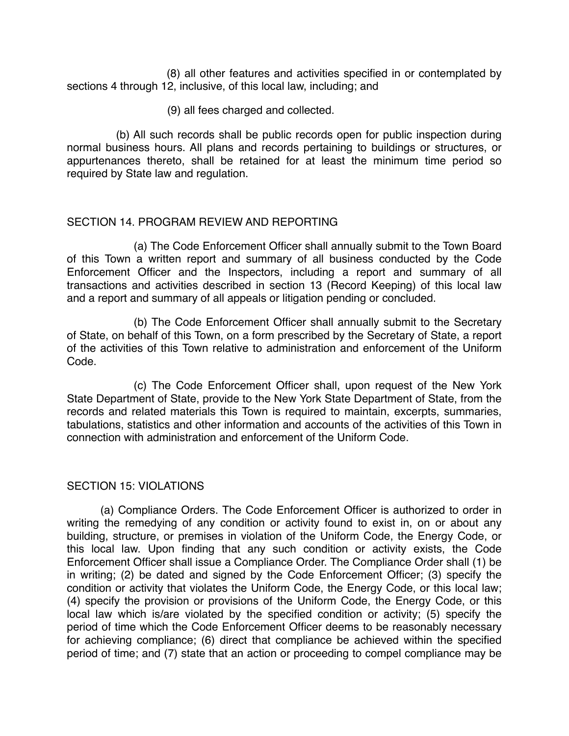(8) all other features and activities specified in or contemplated by sections 4 through 12, inclusive, of this local law, including; and

(9) all fees charged and collected.

(b) All such records shall be public records open for public inspection during normal business hours. All plans and records pertaining to buildings or structures, or appurtenances thereto, shall be retained for at least the minimum time period so required by State law and regulation.

## SECTION 14. PROGRAM REVIEW AND REPORTING

(a) The Code Enforcement Officer shall annually submit to the Town Board of this Town a written report and summary of all business conducted by the Code Enforcement Officer and the Inspectors, including a report and summary of all transactions and activities described in section 13 (Record Keeping) of this local law and a report and summary of all appeals or litigation pending or concluded.

(b) The Code Enforcement Officer shall annually submit to the Secretary of State, on behalf of this Town, on a form prescribed by the Secretary of State, a report of the activities of this Town relative to administration and enforcement of the Uniform Code.

(c) The Code Enforcement Officer shall, upon request of the New York State Department of State, provide to the New York State Department of State, from the records and related materials this Town is required to maintain, excerpts, summaries, tabulations, statistics and other information and accounts of the activities of this Town in connection with administration and enforcement of the Uniform Code.

## SECTION 15: VIOLATIONS

(a) Compliance Orders. The Code Enforcement Officer is authorized to order in writing the remedying of any condition or activity found to exist in, on or about any building, structure, or premises in violation of the Uniform Code, the Energy Code, or this local law. Upon finding that any such condition or activity exists, the Code Enforcement Officer shall issue a Compliance Order. The Compliance Order shall (1) be in writing; (2) be dated and signed by the Code Enforcement Officer; (3) specify the condition or activity that violates the Uniform Code, the Energy Code, or this local law; (4) specify the provision or provisions of the Uniform Code, the Energy Code, or this local law which is/are violated by the specified condition or activity; (5) specify the period of time which the Code Enforcement Officer deems to be reasonably necessary for achieving compliance; (6) direct that compliance be achieved within the specified period of time; and (7) state that an action or proceeding to compel compliance may be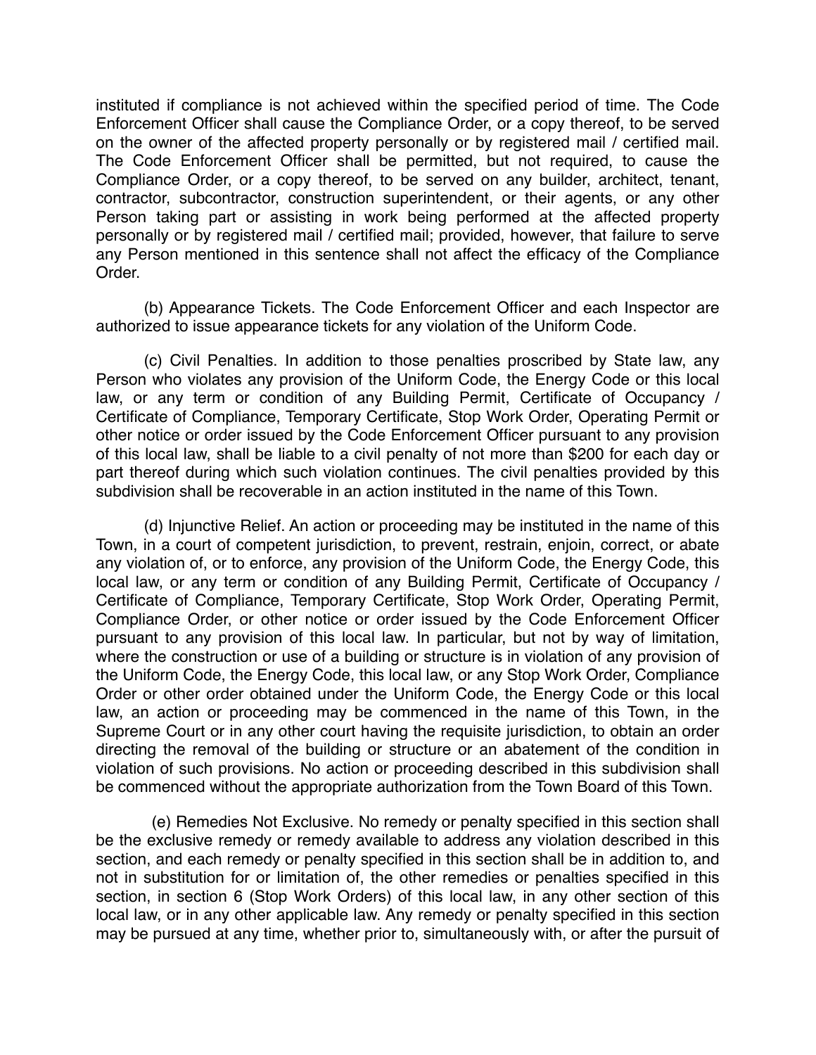instituted if compliance is not achieved within the specified period of time. The Code Enforcement Officer shall cause the Compliance Order, or a copy thereof, to be served on the owner of the affected property personally or by registered mail / certified mail. The Code Enforcement Officer shall be permitted, but not required, to cause the Compliance Order, or a copy thereof, to be served on any builder, architect, tenant, contractor, subcontractor, construction superintendent, or their agents, or any other Person taking part or assisting in work being performed at the affected property personally or by registered mail / certified mail; provided, however, that failure to serve any Person mentioned in this sentence shall not affect the efficacy of the Compliance Order.

(b) Appearance Tickets. The Code Enforcement Officer and each Inspector are authorized to issue appearance tickets for any violation of the Uniform Code.

(c) Civil Penalties. In addition to those penalties proscribed by State law, any Person who violates any provision of the Uniform Code, the Energy Code or this local law, or any term or condition of any Building Permit, Certificate of Occupancy / Certificate of Compliance, Temporary Certificate, Stop Work Order, Operating Permit or other notice or order issued by the Code Enforcement Officer pursuant to any provision of this local law, shall be liable to a civil penalty of not more than $200 for each day or part thereof during which such violation continues. The civil penalties provided by this subdivision shall be recoverable in an action instituted in the name of this Town.

(d) Injunctive Relief. An action or proceeding may be instituted in the name of this Town, in a court of competent jurisdiction, to prevent, restrain, enjoin, correct, or abate any violation of, or to enforce, any provision of the Uniform Code, the Energy Code, this local law, or any term or condition of any Building Permit, Certificate of Occupancy / Certificate of Compliance, Temporary Certificate, Stop Work Order, Operating Permit, Compliance Order, or other notice or order issued by the Code Enforcement Officer pursuant to any provision of this local law. In particular, but not by way of limitation, where the construction or use of a building or structure is in violation of any provision of the Uniform Code, the Energy Code, this local law, or any Stop Work Order, Compliance Order or other order obtained under the Uniform Code, the Energy Code or this local law, an action or proceeding may be commenced in the name of this Town, in the Supreme Court or in any other court having the requisite jurisdiction, to obtain an order directing the removal of the building or structure or an abatement of the condition in violation of such provisions. No action or proceeding described in this subdivision shall be commenced without the appropriate authorization from the Town Board of this Town.

(e) Remedies Not Exclusive. No remedy or penalty specified in this section shall be the exclusive remedy or remedy available to address any violation described in this section, and each remedy or penalty specified in this section shall be in addition to, and not in substitution for or limitation of, the other remedies or penalties specified in this section, in section 6 (Stop Work Orders) of this local law, in any other section of this local law, or in any other applicable law. Any remedy or penalty specified in this section may be pursued at any time, whether prior to, simultaneously with, or after the pursuit of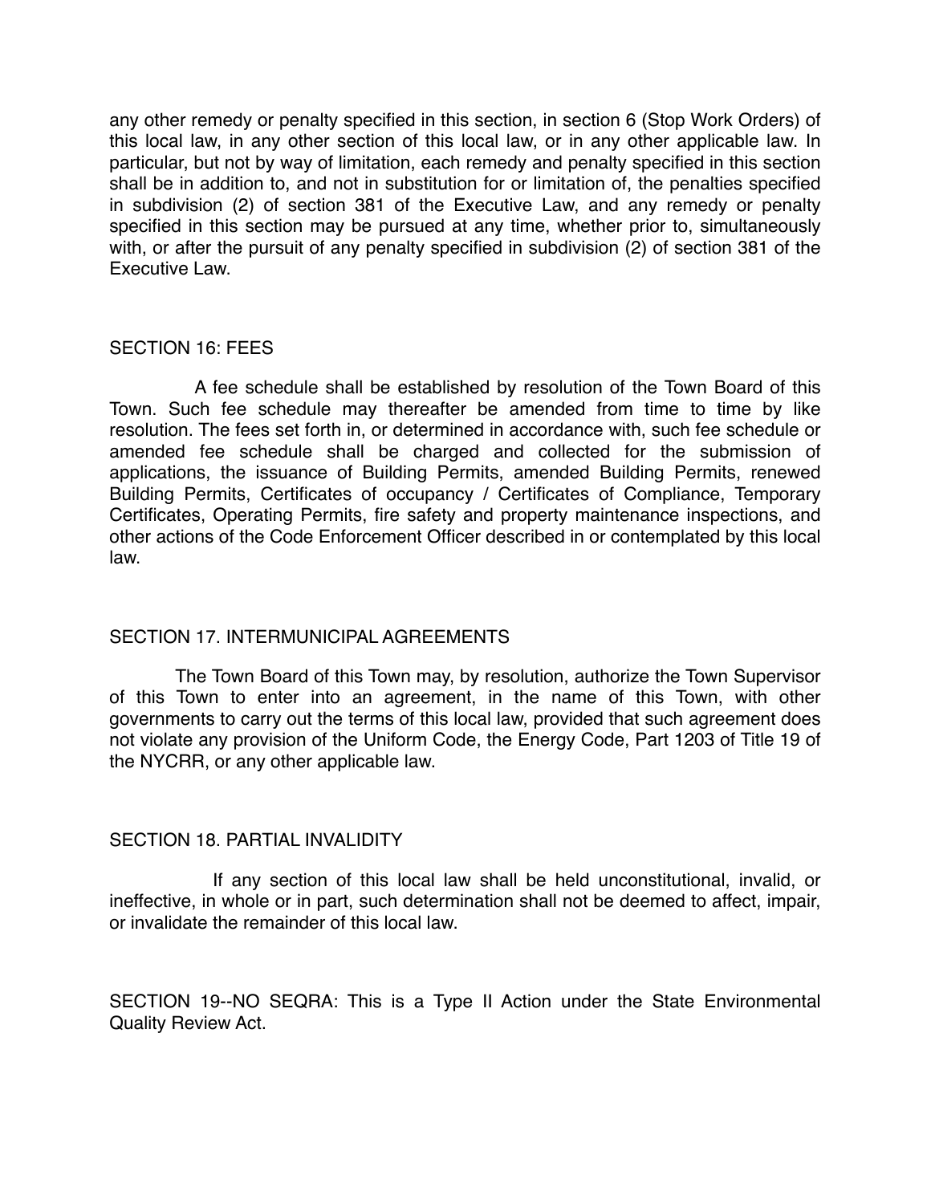any other remedy or penalty specified in this section, in section 6 (Stop Work Orders) of this local law, in any other section of this local law, or in any other applicable law. In particular, but not by way of limitation, each remedy and penalty specified in this section shall be in addition to, and not in substitution for or limitation of, the penalties specified in subdivision (2) of section 381 of the Executive Law, and any remedy or penalty specified in this section may be pursued at any time, whether prior to, simultaneously with, or after the pursuit of any penalty specified in subdivision (2) of section 381 of the Executive Law.

## SECTION 16: FEES

A fee schedule shall be established by resolution of the Town Board of this Town. Such fee schedule may thereafter be amended from time to time by like resolution. The fees set forth in, or determined in accordance with, such fee schedule or amended fee schedule shall be charged and collected for the submission of applications, the issuance of Building Permits, amended Building Permits, renewed Building Permits, Certificates of occupancy / Certificates of Compliance, Temporary Certificates, Operating Permits, fire safety and property maintenance inspections, and other actions of the Code Enforcement Officer described in or contemplated by this local law.

## SECTION 17. INTERMUNICIPAL AGREEMENTS

The Town Board of this Town may, by resolution, authorize the Town Supervisor of this Town to enter into an agreement, in the name of this Town, with other governments to carry out the terms of this local law, provided that such agreement does not violate any provision of the Uniform Code, the Energy Code, Part 1203 of Title 19 of the NYCRR, or any other applicable law.

## SECTION 18. PARTIAL INVALIDITY

If any section of this local law shall be held unconstitutional, invalid, or ineffective, in whole or in part, such determination shall not be deemed to affect, impair, or invalidate the remainder of this local law.

SECTION 19--NO SEQRA: This is a Type II Action under the State Environmental Quality Review Act.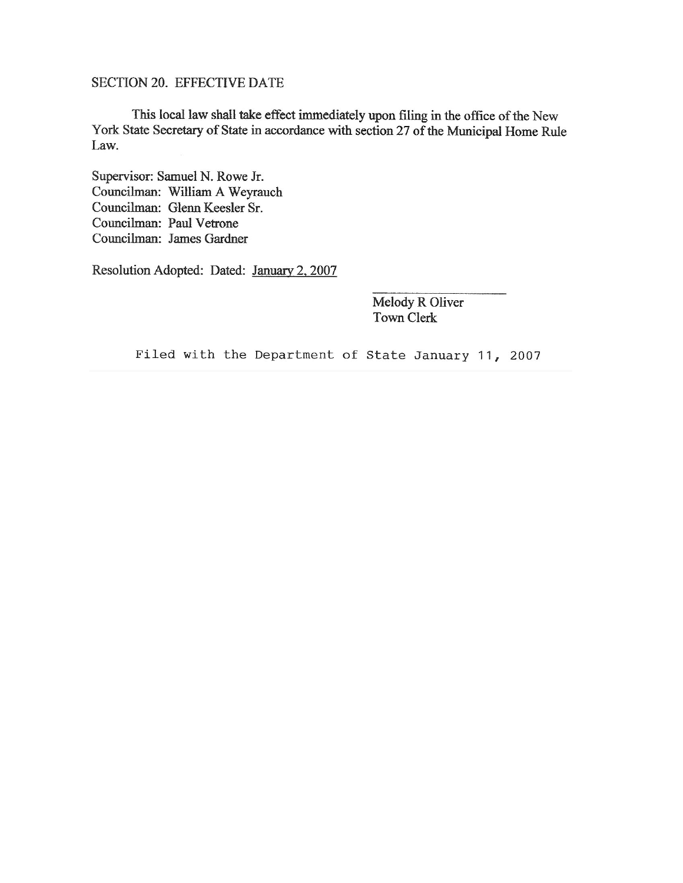## SECTION 20. EFFECTIVE DATE

This local law shall take effect immediately upon filing in the office of the New York State Secretary of State in accordance with section 27 of the Municipal Home Rule Law.

Supervisor: Samuel N. Rowe Jr.
Councilman: William A Weyrauch
Councilman: Glenn Keesler Sr.
Councilman: Paul Vetrone
Councilman: James Gardner

Resolution Adopted: Dated: January 2, 2007

Melody R Oliver
Town Clerk

Filed with the Department of State January 11, 2007